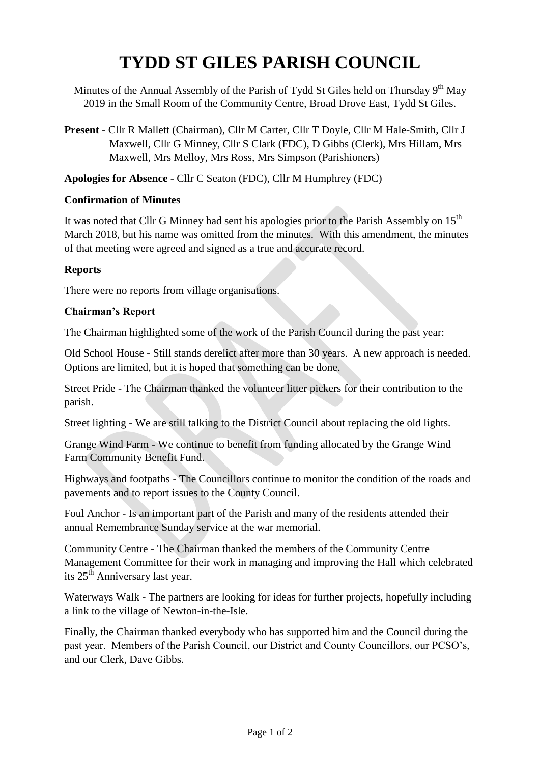# TYDD ST GILES PARISH COUNCIL

Minutes of the Annual Assembly of the Parish of Tydd St Giles held on Thursday 9th May 2019 in the Small Room of the Community Centre, Broad Drove East, Tydd St Giles.

**Present** - Cllr R Mallett (Chairman), Cllr M Carter, Cllr T Doyle, Cllr M Hale-Smith, Cllr J Maxwell, Cllr G Minney, Cllr S Clark (FDC), D Gibbs (Clerk), Mrs Hillam, Mrs Maxwell, Mrs Melloy, Mrs Ross, Mrs Simpson (Parishioners)

**Apologies for Absence** - Cllr C Seaton (FDC), Cllr M Humphrey (FDC)

**Confirmation of Minutes**

It was noted that Cllr G Minney had sent his apologies prior to the Parish Assembly on 15th March 2018, but his name was omitted from the minutes. With this amendment, the minutes of that meeting were agreed and signed as a true and accurate record.

**Reports**

There were no reports from village organisations.

**Chairman's Report**

The Chairman highlighted some of the work of the Parish Council during the past year:

Old School House - Still stands derelict after more than 30 years. A new approach is needed. Options are limited, but it is hoped that something can be done.

Street Pride - The Chairman thanked the volunteer litter pickers for their contribution to the parish.

Street lighting - We are still talking to the District Council about replacing the old lights.

Grange Wind Farm - We continue to benefit from funding allocated by the Grange Wind Farm Community Benefit Fund.

Highways and footpaths - The Councillors continue to monitor the condition of the roads and pavements and to report issues to the County Council.

Foul Anchor - Is an important part of the Parish and many of the residents attended their annual Remembrance Sunday service at the war memorial.

Community Centre - The Chairman thanked the members of the Community Centre Management Committee for their work in managing and improving the Hall which celebrated its 25th Anniversary last year.

Waterways Walk - The partners are looking for ideas for further projects, hopefully including a link to the village of Newton-in-the-Isle.

Finally, the Chairman thanked everybody who has supported him and the Council during the past year. Members of the Parish Council, our District and County Councillors, our PCSO's, and our Clerk, Dave Gibbs.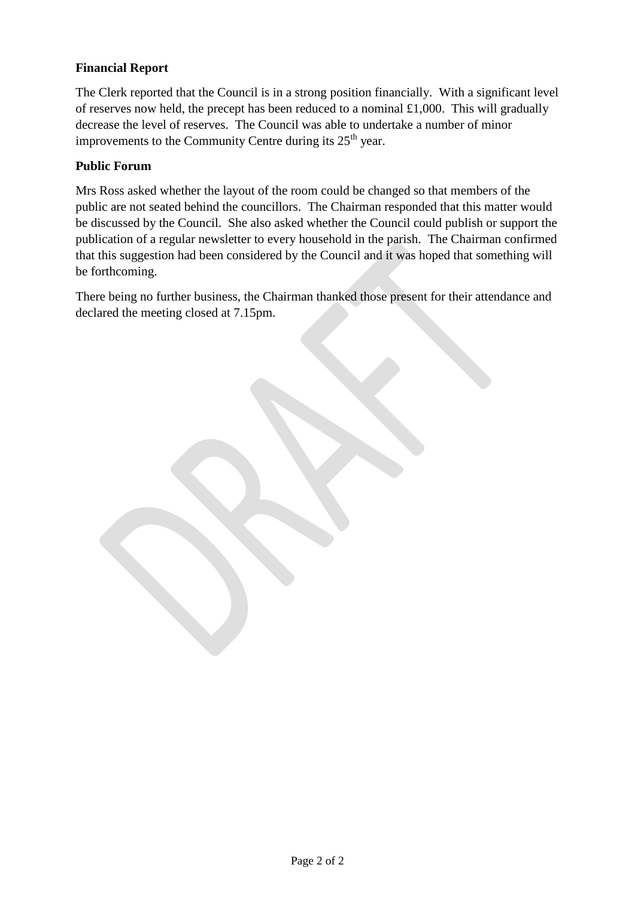**Financial Report**

The Clerk reported that the Council is in a strong position financially. With a significant level of reserves now held, the precept has been reduced to a nominal £1,000. This will gradually decrease the level of reserves. The Council was able to undertake a number of minor improvements to the Community Centre during its 25th year.

**Public Forum**

Mrs Ross asked whether the layout of the room could be changed so that members of the public are not seated behind the councillors. The Chairman responded that this matter would be discussed by the Council. She also asked whether the Council could publish or support the publication of a regular newsletter to every household in the parish. The Chairman confirmed that this suggestion had been considered by the Council and it was hoped that something will be forthcoming.

There being no further business, the Chairman thanked those present for their attendance and declared the meeting closed at 7.15pm.